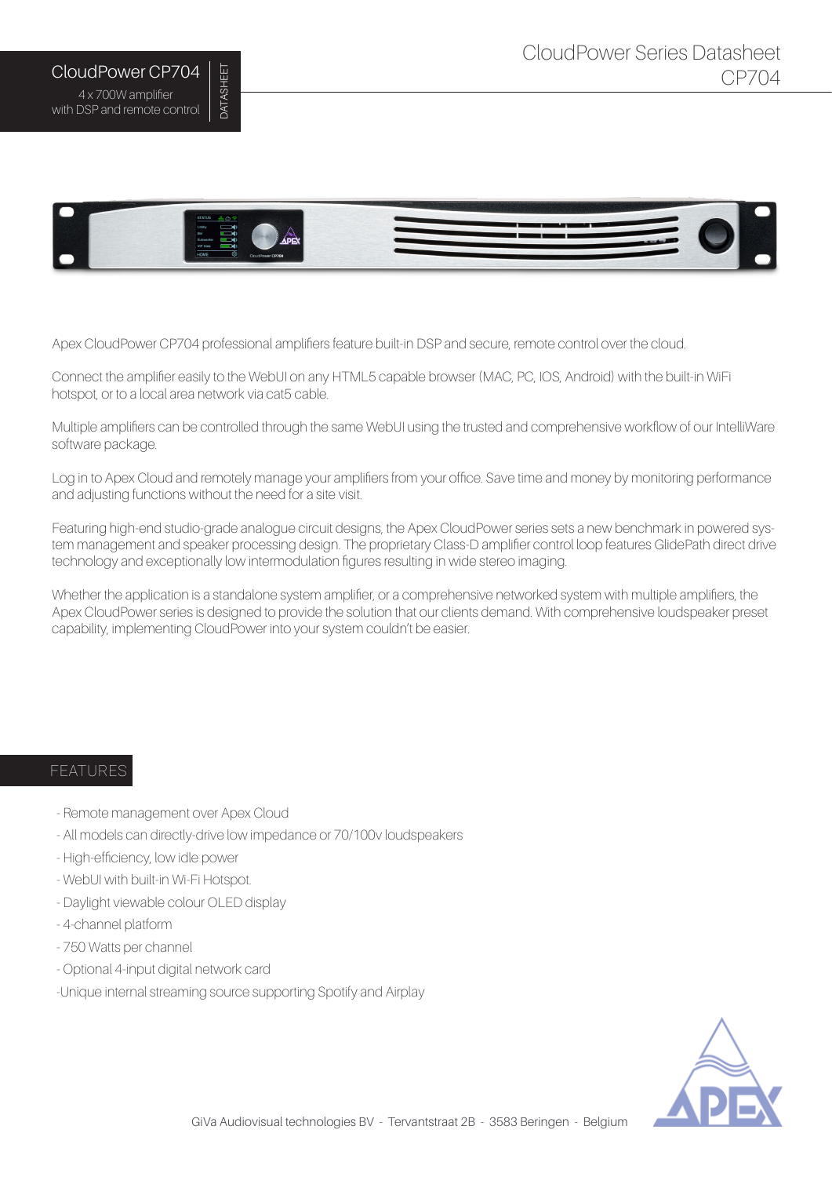# CloudPower CP704

4 x 700W amplifier
with DSP and remote control

DATASHEET

CloudPower Series Datasheet
CP704

Apex CloudPower CP704 professional amplifiers feature built-in DSP and secure, remote control over the cloud.

Connect the amplifier easily to the WebUI on any HTML5 capable browser (MAC, PC, IOS, Android) with the built-in WiFi hotspot, or to a local area network via cat5 cable.

Multiple amplifiers can be controlled through the same WebUI using the trusted and comprehensive workflow of our IntelliWare software package.

Log in to Apex Cloud and remotely manage your amplifiers from your office. Save time and money by monitoring performance and adjusting functions without the need for a site visit.

Featuring high-end studio-grade analogue circuit designs, the Apex CloudPower series sets a new benchmark in powered system management and speaker processing design. The proprietary Class-D amplifier control loop features GlidePath direct drive technology and exceptionally low intermodulation figures resulting in wide stereo imaging.

Whether the application is a standalone system amplifier, or a comprehensive networked system with multiple amplifiers, the Apex CloudPower series is designed to provide the solution that our clients demand. With comprehensive loudspeaker preset capability, implementing CloudPower into your system couldn't be easier.

## FEATURES

- Remote management over Apex Cloud
- All models can directly-drive low impedance or 70/100v loudspeakers
- High-efficiency, low idle power
- WebUI with built-in Wi-Fi Hotspot.
- Daylight viewable colour OLED display
- 4-channel platform
- 750 Watts per channel
- Optional 4-input digital network card
- Unique internal streaming source supporting Spotify and Airplay

GiVa Audiovisual technologies BV - Tervantstraat 2B - 3583 Beringen - Belgium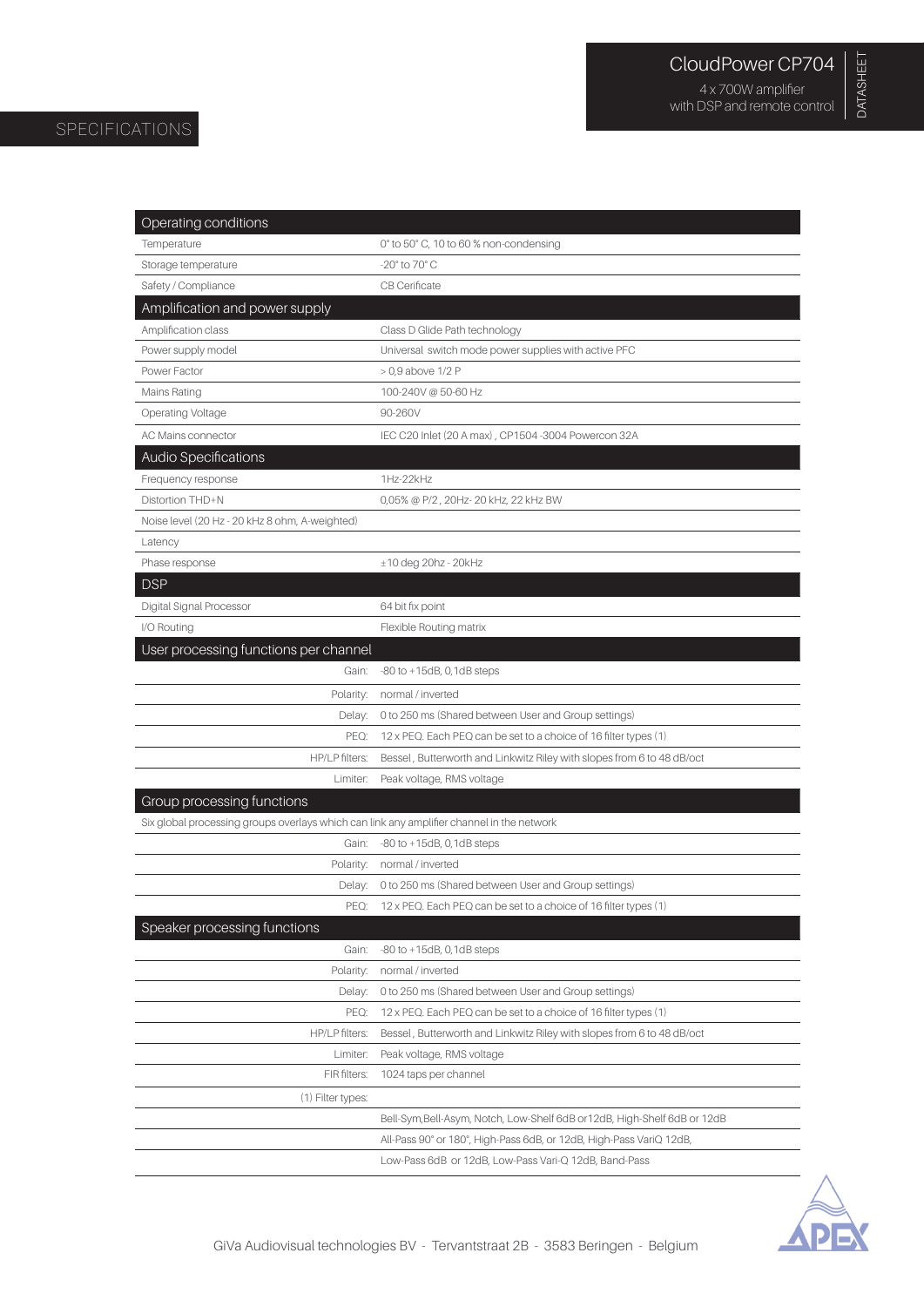# CloudPower CP704

4 x 700W amplifier
with DSP and remote control

DATASHEET

## SPECIFICATIONS

| Operating conditions | |
|---|---|
| Temperature | 0° to 50° C, 10 to 60 % non-condensing |
| Storage temperature | -20° to 70° C |
| Safety / Compliance | CB Cerificate |
| **Amplification and power supply** | |
| Amplification class | Class D Glide Path technology |
| Power supply model | Universal switch mode power supplies with active PFC |
| Power Factor | > 0,9 above 1/2 P |
| Mains Rating | 100-240V @ 50-60 Hz |
| Operating Voltage | 90-260V |
| AC Mains connector | IEC C20 Inlet (20 A max) , CP1504 -3004 Powercon 32A |
| **Audio Specifications** | |
| Frequency response | 1Hz-22kHz |
| Distortion THD+N | 0,05% @ P/2 , 20Hz- 20 kHz, 22 kHz BW |
| Noise level (20 Hz - 20 kHz 8 ohm, A-weighted) | |
| Latency | |
| Phase response | ±10 deg 20hz - 20kHz |
| **DSP** | |
| Digital Signal Processor | 64 bit fix point |
| I/O Routing | Flexible Routing matrix |
| **User processing functions per channel** | |
| Gain: | -80 to +15dB, 0,1dB steps |
| Polarity: | normal / inverted |
| Delay: | 0 to 250 ms (Shared between User and Group settings) |
| PEQ: | 12 x PEQ. Each PEQ can be set to a choice of 16 filter types (1) |
| HP/LP filters: | Bessel , Butterworth and Linkwitz Riley with slopes from 6 to 48 dB/oct |
| Limiter: | Peak voltage, RMS voltage |
| **Group processing functions** | |
| Six global processing groups overlays which can link any amplifier channel in the network | |
| Gain: | -80 to +15dB, 0,1dB steps |
| Polarity: | normal / inverted |
| Delay: | 0 to 250 ms (Shared between User and Group settings) |
| PEQ: | 12 x PEQ. Each PEQ can be set to a choice of 16 filter types (1) |
| **Speaker processing functions** | |
| Gain: | -80 to +15dB, 0,1dB steps |
| Polarity: | normal / inverted |
| Delay: | 0 to 250 ms (Shared between User and Group settings) |
| PEQ: | 12 x PEQ. Each PEQ can be set to a choice of 16 filter types (1) |
| HP/LP filters: | Bessel , Butterworth and Linkwitz Riley with slopes from 6 to 48 dB/oct |
| Limiter: | Peak voltage, RMS voltage |
| FIR filters: | 1024 taps per channel |
| (1) Filter types: | |
| | Bell-Sym,Bell-Asym, Notch, Low-Shelf 6dB or12dB, High-Shelf 6dB or 12dB |
| | All-Pass 90° or 180°, High-Pass 6dB, or 12dB, High-Pass VariQ 12dB, |
| | Low-Pass 6dB or 12dB, Low-Pass Vari-Q 12dB, Band-Pass |

GiVa Audiovisual technologies BV - Tervantstraat 2B - 3583 Beringen - Belgium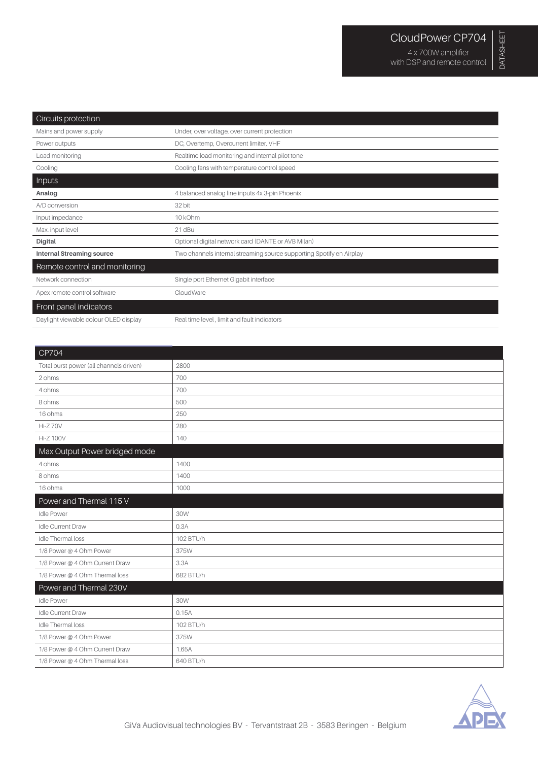# CloudPower CP704

4 x 700W amplifier
with DSP and remote control

DATASHEET

| Circuits protection | |
|---|---|
| Mains and power supply | Under, over voltage, over current protection |
| Power outputs | DC, Overtemp, Overcurrent limiter, VHF |
| Load monitoring | Realtime load monitoring and internal pilot tone |
| Cooling | Cooling fans with temperature control speed |
| **Inputs** | |
| **Analog** | 4 balanced analog line inputs 4x 3-pin Phoenix |
| A/D conversion | 32 bit |
| Input impedance | 10 kOhm |
| Max. input level | 21 dBu |
| **Digital** | Optional digital network card (DANTE or AVB Milan) |
| **Internal Streaming source** | Two channels internal streaming source supporting Spotify en Airplay |
| **Remote control and monitoring** | |
| Network connection | Single port Ethernet Gigabit interface |
| Apex remote control software | CloudWare |
| **Front panel indicators** | |
| Daylight viewable colour OLED display | Real time level , limit and fault indicators |

| CP704 | |
|---|---|
| Total burst power (all channels driven) | 2800 |
| 2 ohms | 700 |
| 4 ohms | 700 |
| 8 ohms | 500 |
| 16 ohms | 250 |
| Hi-Z 70V | 280 |
| Hi-Z 100V | 140 |
| **Max Output Power bridged mode** | |
| 4 ohms | 1400 |
| 8 ohms | 1400 |
| 16 ohms | 1000 |
| **Power and Thermal 115 V** | |
| Idle Power | 30W |
| Idle Current Draw | 0.3A |
| Idle Thermal loss | 102 BTU/h |
| 1/8 Power @ 4 Ohm Power | 375W |
| 1/8 Power @ 4 Ohm Current Draw | 3.3A |
| 1/8 Power @ 4 Ohm Thermal loss | 682 BTU/h |
| **Power and Thermal 230V** | |
| Idle Power | 30W |
| Idle Current Draw | 0.15A |
| Idle Thermal loss | 102 BTU/h |
| 1/8 Power @ 4 Ohm Power | 375W |
| 1/8 Power @ 4 Ohm Current Draw | 1.65A |
| 1/8 Power @ 4 Ohm Thermal loss | 640 BTU/h |

GiVa Audiovisual technologies BV - Tervantstraat 2B - 3583 Beringen - Belgium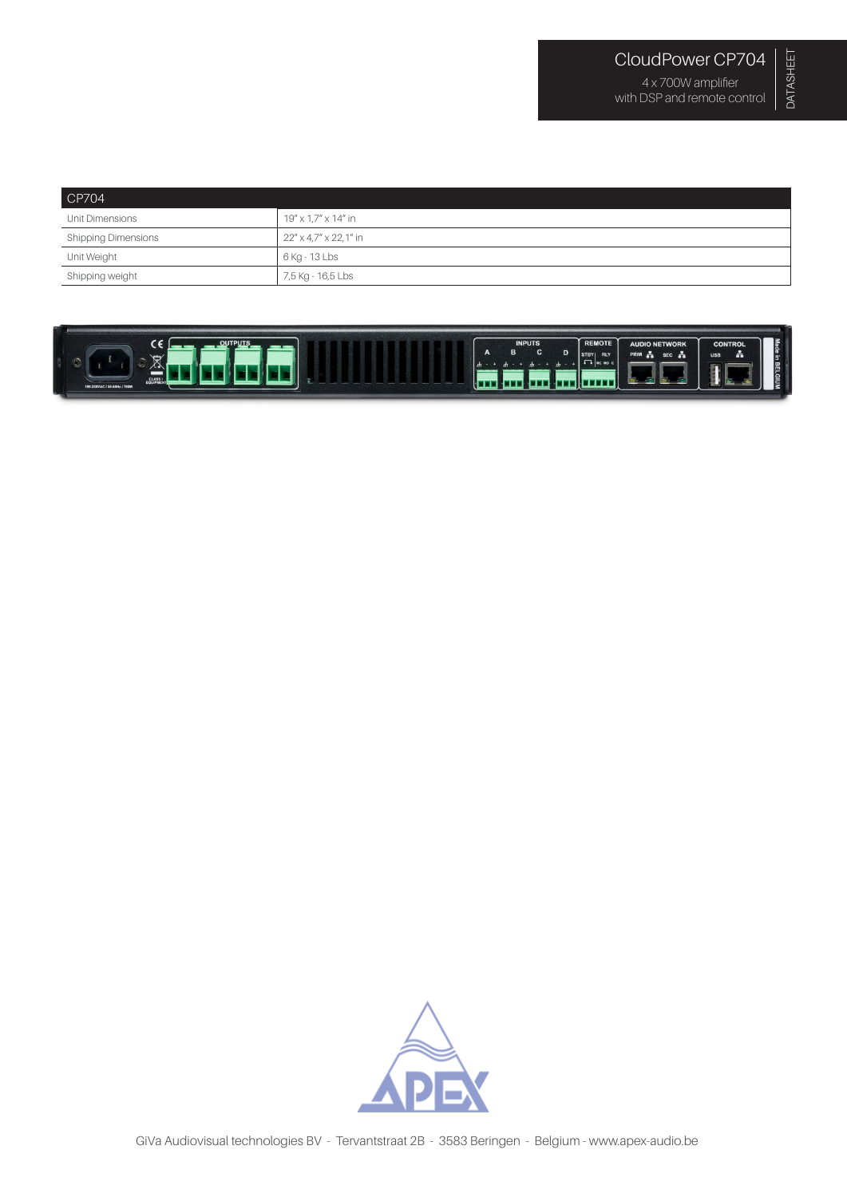| CP704 | |
|---|---|
| Unit Dimensions | 19" x 1,7" x 14" in |
| Shipping Dimensions | 22" x 4,7" x 22,1" in |
| Unit Weight | 6 Kg - 13 Lbs |
| Shipping weight | 7,5 Kg - 16,5 Lbs |

GiVa Audiovisual technologies BV - Tervantstraat 2B - 3583 Beringen - Belgium - www.apex-audio.be